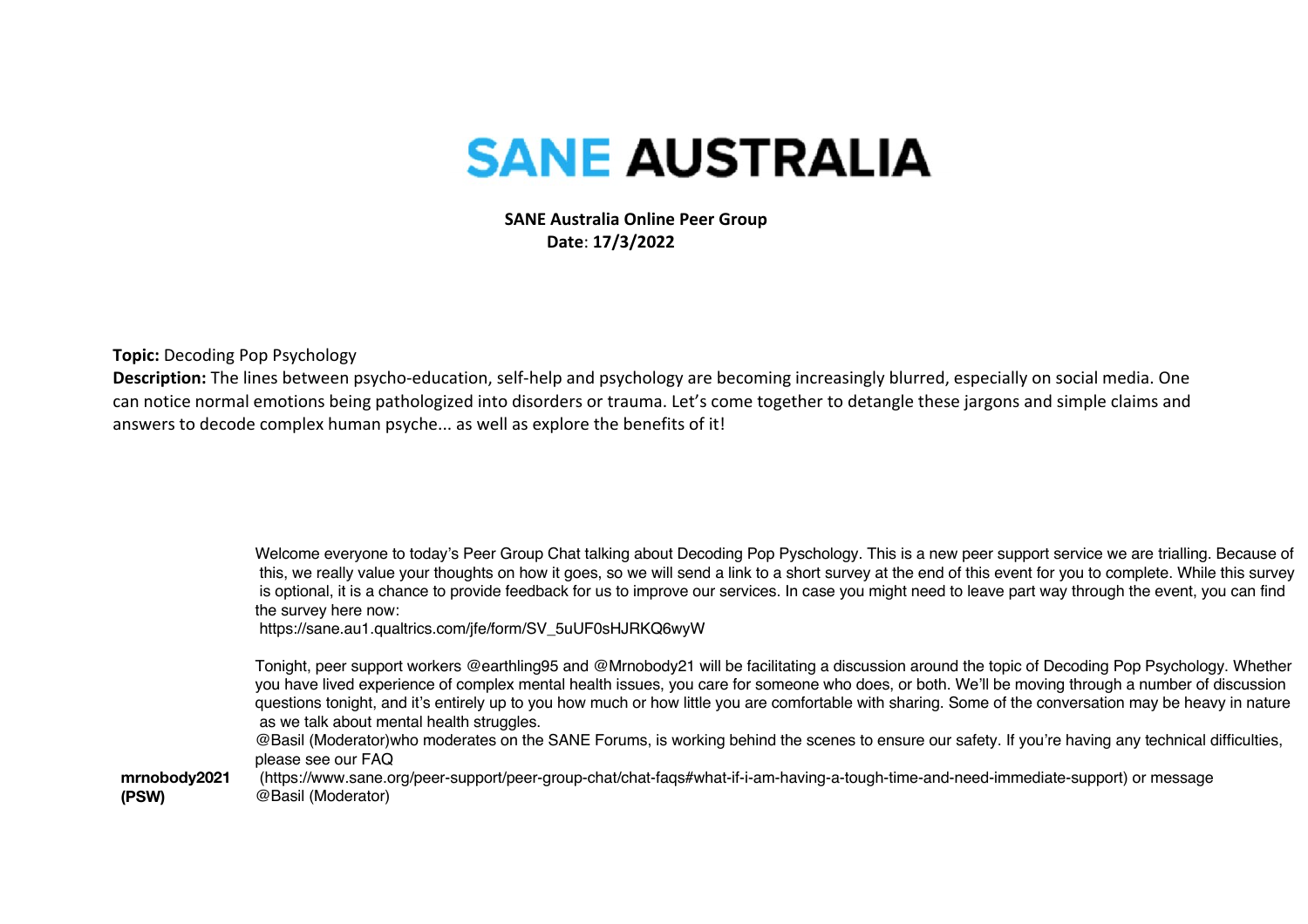# SANE AUSTRALIA

**SANE Australia Online Peer Group**
**Date**: **17/3/2022**

**Topic:** Decoding Pop Psychology
**Description:** The lines between psycho-education, self-help and psychology are becoming increasingly blurred, especially on social media. One can notice normal emotions being pathologized into disorders or trauma. Let's come together to detangle these jargons and simple claims and answers to decode complex human psyche... as well as explore the benefits of it!

| | |
|---|---|
| **mrnobody2021 (PSW)** | Welcome everyone to today's Peer Group Chat talking about Decoding Pop Pyschology. This is a new peer support service we are trialling. Because of this, we really value your thoughts on how it goes, so we will send a link to a short survey at the end of this event for you to complete. While this survey is optional, it is a chance to provide feedback for us to improve our services. In case you might need to leave part way through the event, you can find the survey here now: https://sane.au1.qualtrics.com/jfe/form/SV_5uUF0sHJRKQ6wyW <br><br> Tonight, peer support workers @earthling95 and @Mrnobody21 will be facilitating a discussion around the topic of Decoding Pop Psychology. Whether you have lived experience of complex mental health issues, you care for someone who does, or both. We'll be moving through a number of discussion questions tonight, and it's entirely up to you how much or how little you are comfortable with sharing. Some of the conversation may be heavy in nature as we talk about mental health struggles. <br> @Basil (Moderator)who moderates on the SANE Forums, is working behind the scenes to ensure our safety. If you're having any technical difficulties, please see our FAQ (https://www.sane.org/peer-support/peer-group-chat/chat-faqs#what-if-i-am-having-a-tough-time-and-need-immediate-support) or message @Basil (Moderator) |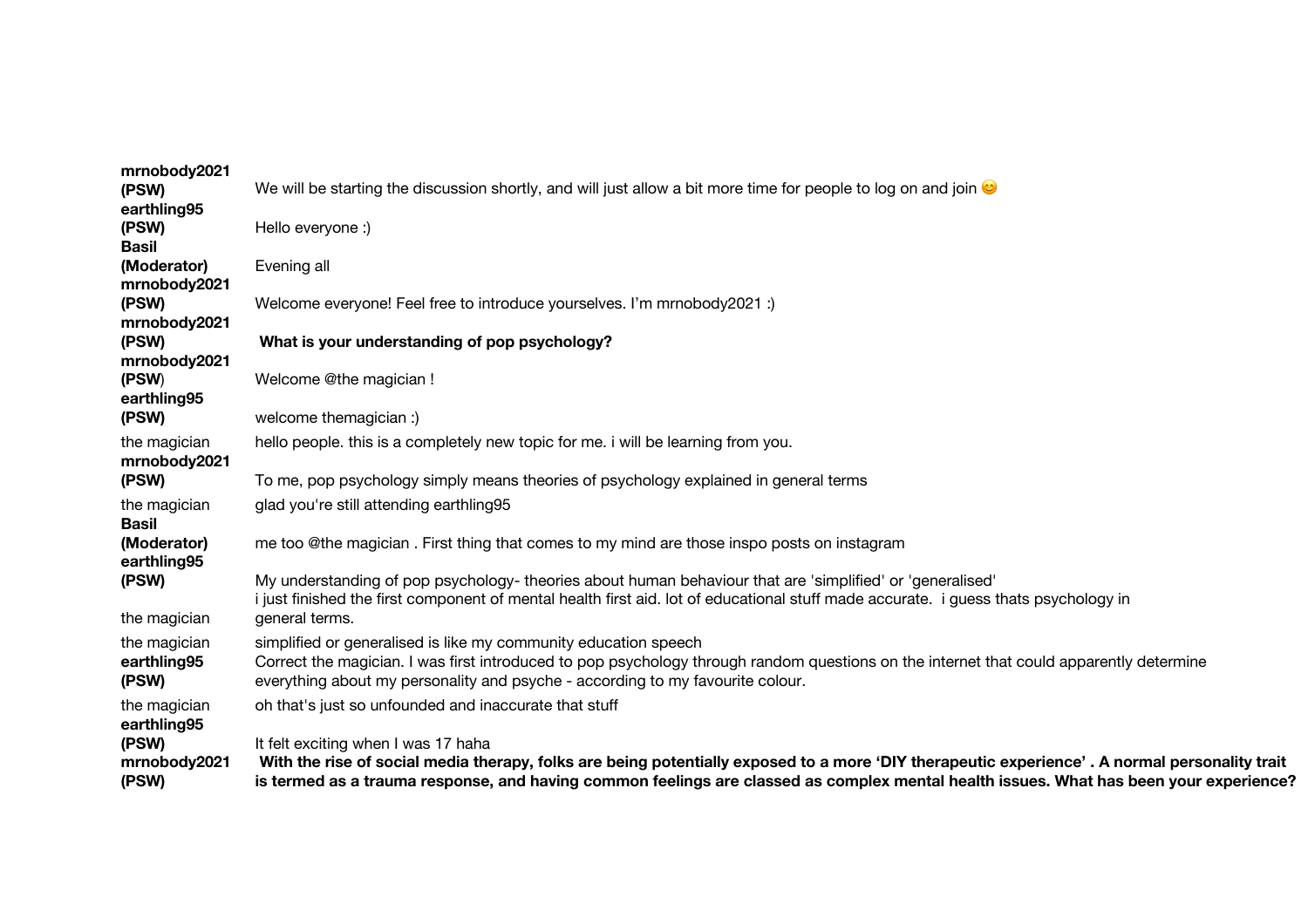| | |
|---|---|
| **mrnobody2021 (PSW)** | We will be starting the discussion shortly, and will just allow a bit more time for people to log on and join 😊 |
| **earthling95 (PSW)** | Hello everyone :) |
| **Basil (Moderator)** | Evening all |
| **mrnobody2021 (PSW)** | Welcome everyone! Feel free to introduce yourselves. I'm mrnobody2021 :) |
| **mrnobody2021 (PSW)** | **What is your understanding of pop psychology?** |
| **mrnobody2021 (PSW)** | Welcome @the magician ! |
| **earthling95 (PSW)** | welcome themagician :) |
| the magician | hello people. this is a completely new topic for me. i will be learning from you. |
| **mrnobody2021 (PSW)** | To me, pop psychology simply means theories of psychology explained in general terms |
| the magician | glad you're still attending earthling95 |
| **Basil (Moderator)** | me too @the magician . First thing that comes to my mind are those inspo posts on instagram |
| **earthling95 (PSW)** | My understanding of pop psychology- theories about human behaviour that are 'simplified' or 'generalised' |
| the magician | i just finished the first component of mental health first aid. lot of educational stuff made accurate. i guess thats psychology in general terms. |
| the magician | simplified or generalised is like my community education speech |
| **earthling95 (PSW)** | Correct the magician. I was first introduced to pop psychology through random questions on the internet that could apparently determine everything about my personality and psyche - according to my favourite colour. |
| the magician | oh that's just so unfounded and inaccurate that stuff |
| **earthling95 (PSW)** | It felt exciting when I was 17 haha |
| **mrnobody2021 (PSW)** | **With the rise of social media therapy, folks are being potentially exposed to a more 'DIY therapeutic experience' . A normal personality trait is termed as a trauma response, and having common feelings are classed as complex mental health issues. What has been your experience?** |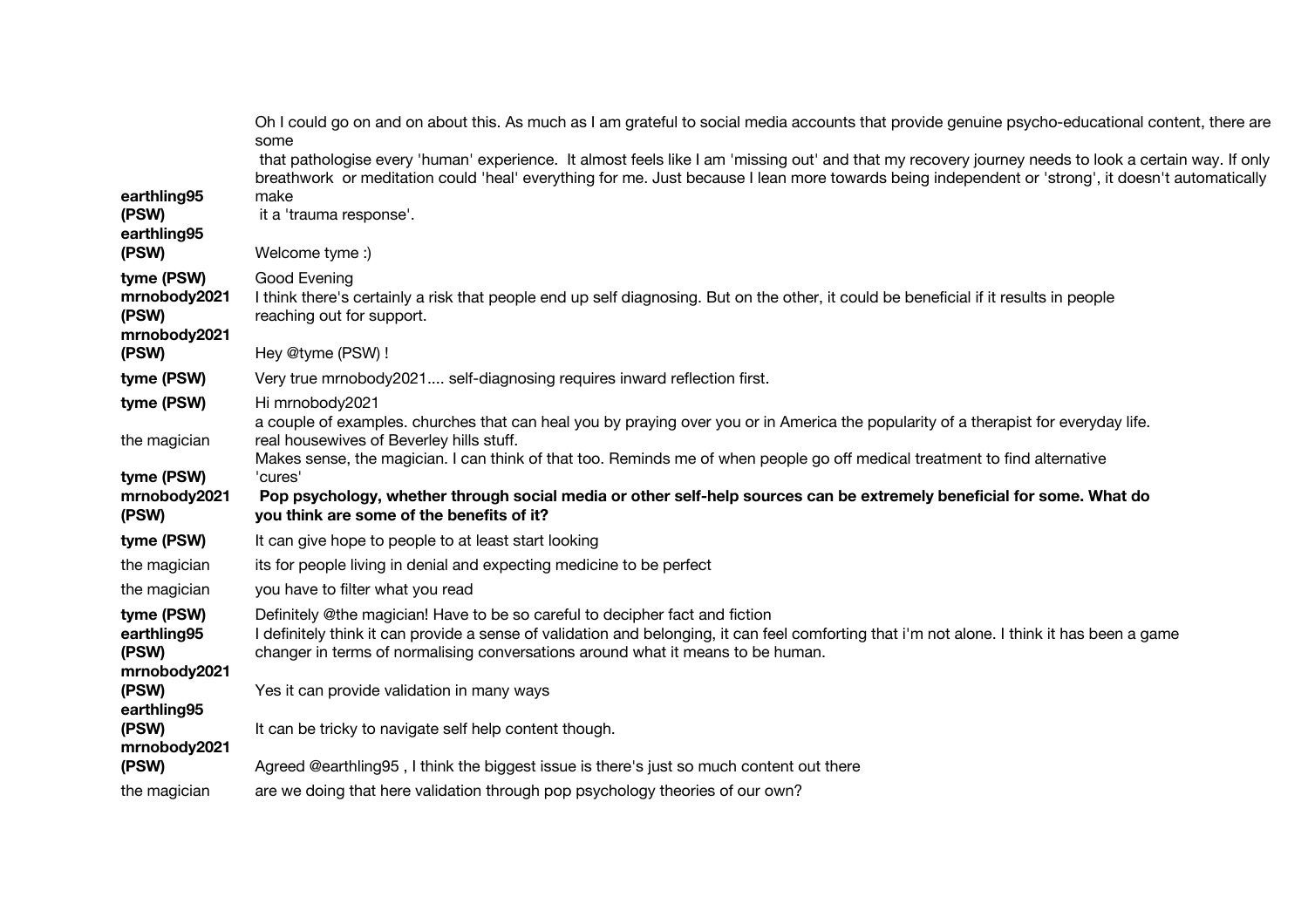| | |
|---|---|
| earthling95 (PSW) | Oh I could go on and on about this. As much as I am grateful to social media accounts that provide genuine psycho-educational content, there are some that pathologise every 'human' experience. It almost feels like I am 'missing out' and that my recovery journey needs to look a certain way. If only breathwork or meditation could 'heal' everything for me. Just because I lean more towards being independent or 'strong', it doesn't automatically make it a 'trauma response'. |
| earthling95 (PSW) | Welcome tyme :) |
| tyme (PSW) | Good Evening |
| mrnobody2021 (PSW) | I think there's certainly a risk that people end up self diagnosing. But on the other, it could be beneficial if it results in people reaching out for support. |
| mrnobody2021 (PSW) | Hey @tyme (PSW) ! |
| tyme (PSW) | Very true mrnobody2021.... self-diagnosing requires inward reflection first. |
| tyme (PSW) | Hi mrnobody2021 |
| the magician | a couple of examples. churches that can heal you by praying over you or in America the popularity of a therapist for everyday life. real housewives of Beverley hills stuff. |
| tyme (PSW) | Makes sense, the magician. I can think of that too. Reminds me of when people go off medical treatment to find alternative 'cures' |
| mrnobody2021 (PSW) | **Pop psychology, whether through social media or other self-help sources can be extremely beneficial for some. What do you think are some of the benefits of it?** |
| tyme (PSW) | It can give hope to people to at least start looking |
| the magician | its for people living in denial and expecting medicine to be perfect |
| the magician | you have to filter what you read |
| tyme (PSW) | Definitely @the magician! Have to be so careful to decipher fact and fiction |
| earthling95 (PSW) | I definitely think it can provide a sense of validation and belonging, it can feel comforting that i'm not alone. I think it has been a game changer in terms of normalising conversations around what it means to be human. |
| mrnobody2021 (PSW) | Yes it can provide validation in many ways |
| earthling95 (PSW) | It can be tricky to navigate self help content though. |
| mrnobody2021 (PSW) | Agreed @earthling95 , I think the biggest issue is there's just so much content out there |
| the magician | are we doing that here validation through pop psychology theories of our own? |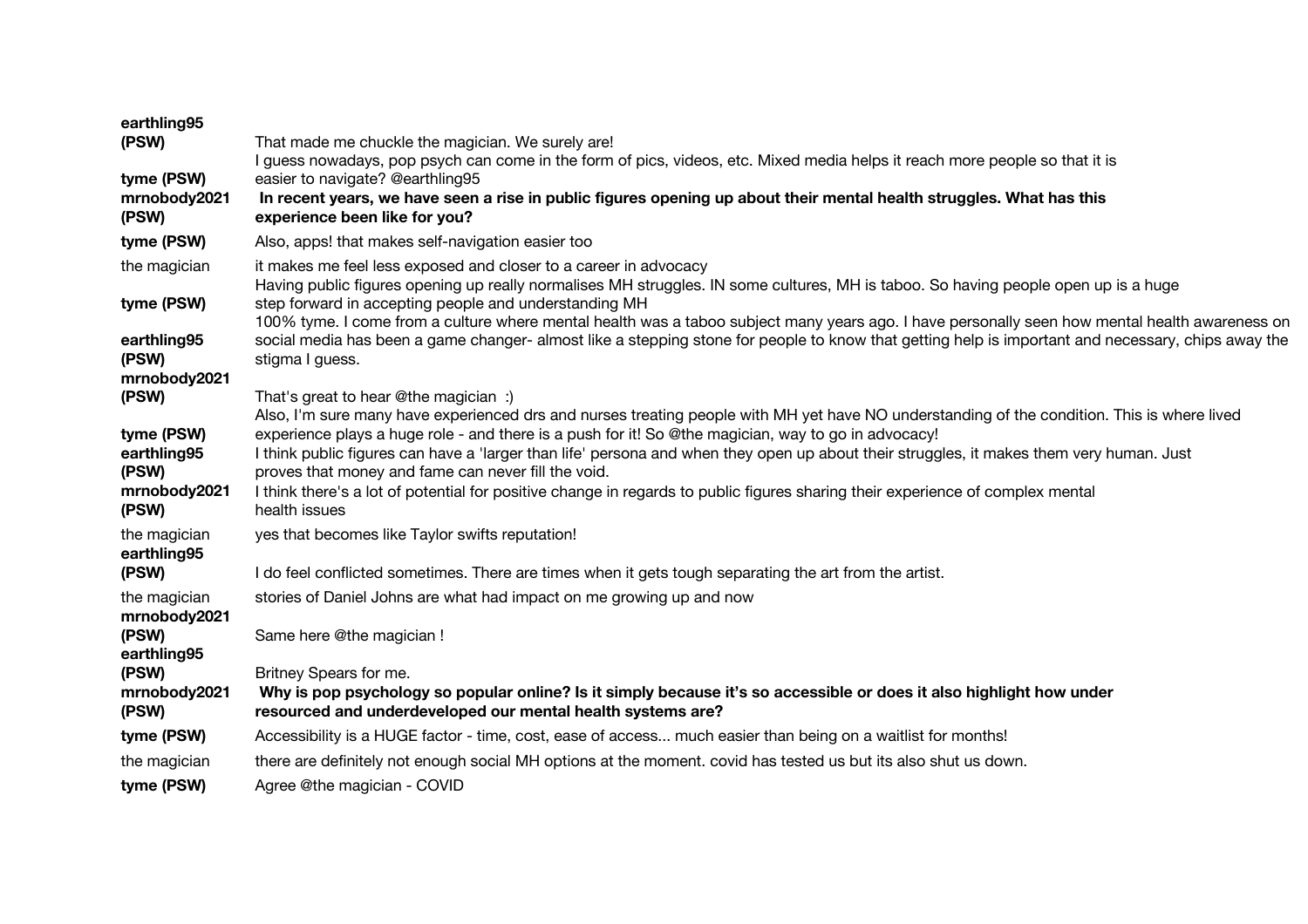| | |
|---|---|
| **earthling95 (PSW)** | That made me chuckle the magician. We surely are! |
| **tyme (PSW)** | I guess nowadays, pop psych can come in the form of pics, videos, etc. Mixed media helps it reach more people so that it is easier to navigate? @earthling95 |
| **mrnobody2021 (PSW)** | **In recent years, we have seen a rise in public figures opening up about their mental health struggles. What has this experience been like for you?** |
| **tyme (PSW)** | Also, apps! that makes self-navigation easier too |
| the magician | it makes me feel less exposed and closer to a career in advocacy |
| **tyme (PSW)** | Having public figures opening up really normalises MH struggles. IN some cultures, MH is taboo. So having people open up is a huge step forward in accepting people and understanding MH |
| **earthling95 (PSW)** | 100% tyme. I come from a culture where mental health was a taboo subject many years ago. I have personally seen how mental health awareness on social media has been a game changer- almost like a stepping stone for people to know that getting help is important and necessary, chips away the stigma I guess. |
| **mrnobody2021 (PSW)** | That's great to hear @the magician :) |
| **tyme (PSW)** | Also, I'm sure many have experienced drs and nurses treating people with MH yet have NO understanding of the condition. This is where lived experience plays a huge role - and there is a push for it! So @the magician, way to go in advocacy! |
| **earthling95 (PSW)** | I think public figures can have a 'larger than life' persona and when they open up about their struggles, it makes them very human. Just proves that money and fame can never fill the void. |
| **mrnobody2021 (PSW)** | I think there's a lot of potential for positive change in regards to public figures sharing their experience of complex mental health issues |
| the magician | yes that becomes like Taylor swifts reputation! |
| **earthling95 (PSW)** | I do feel conflicted sometimes. There are times when it gets tough separating the art from the artist. |
| the magician | stories of Daniel Johns are what had impact on me growing up and now |
| **mrnobody2021 (PSW)** | Same here @the magician ! |
| **earthling95 (PSW)** | Britney Spears for me. |
| **mrnobody2021 (PSW)** | **Why is pop psychology so popular online? Is it simply because it's so accessible or does it also highlight how under resourced and underdeveloped our mental health systems are?** |
| **tyme (PSW)** | Accessibility is a HUGE factor - time, cost, ease of access... much easier than being on a waitlist for months! |
| the magician | there are definitely not enough social MH options at the moment. covid has tested us but its also shut us down. |
| **tyme (PSW)** | Agree @the magician - COVID |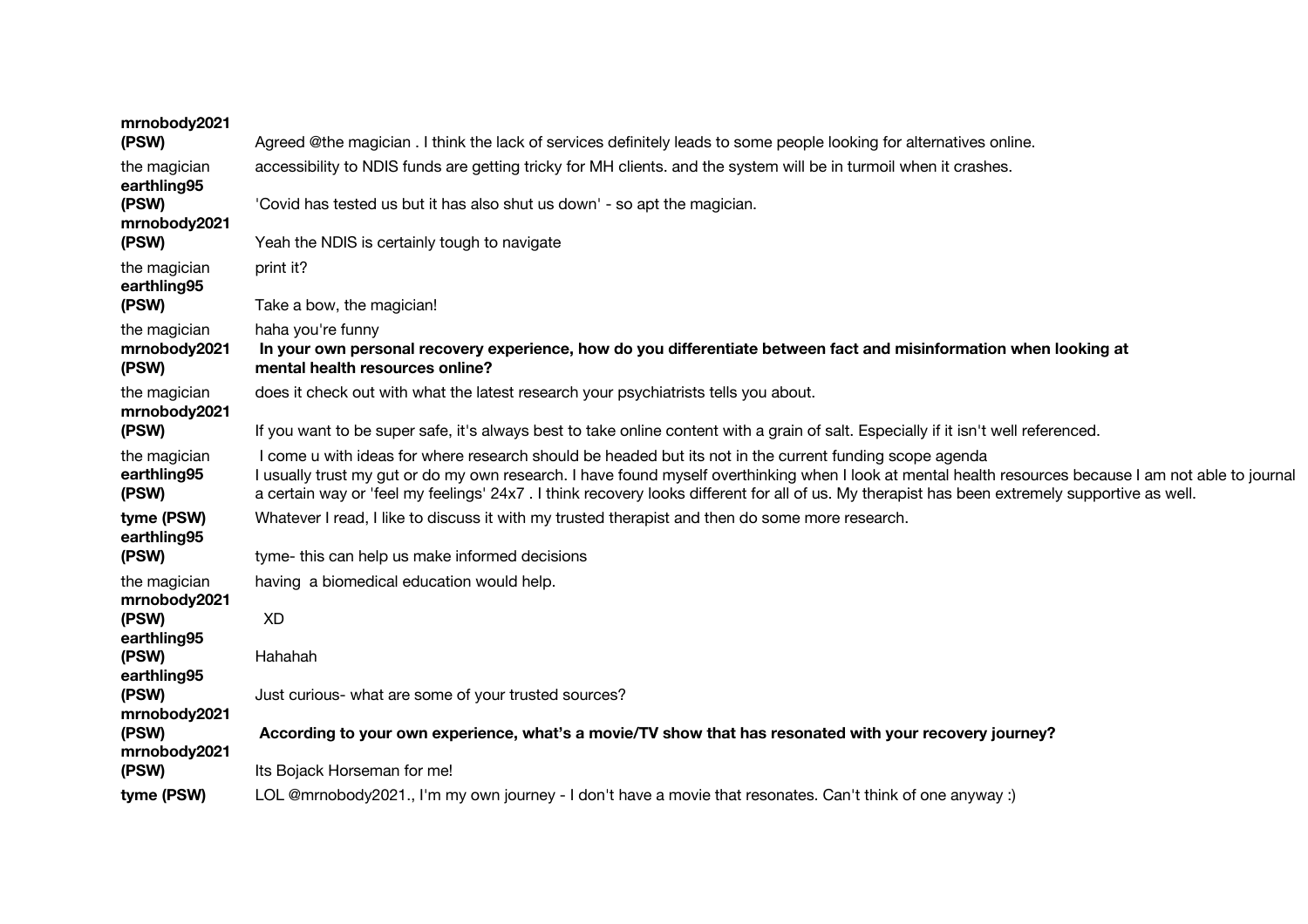**mrnobody2021 (PSW)** Agreed @the magician . I think the lack of services definitely leads to some people looking for alternatives online.

the magician accessibility to NDIS funds are getting tricky for MH clients. and the system will be in turmoil when it crashes.

**earthling95 (PSW)** 'Covid has tested us but it has also shut us down' - so apt the magician.

**mrnobody2021 (PSW)** Yeah the NDIS is certainly tough to navigate

the magician print it?

**earthling95 (PSW)** Take a bow, the magician!

the magician haha you're funny

**mrnobody2021 (PSW)** **In your own personal recovery experience, how do you differentiate between fact and misinformation when looking at mental health resources online?**

the magician does it check out with what the latest research your psychiatrists tells you about.

**mrnobody2021 (PSW)** If you want to be super safe, it's always best to take online content with a grain of salt. Especially if it isn't well referenced.

the magician I come u with ideas for where research should be headed but its not in the current funding scope agenda

**earthling95 (PSW)** I usually trust my gut or do my own research. I have found myself overthinking when I look at mental health resources because I am not able to journal a certain way or 'feel my feelings' 24x7 . I think recovery looks different for all of us. My therapist has been extremely supportive as well.

**tyme (PSW)** Whatever I read, I like to discuss it with my trusted therapist and then do some more research.

**earthling95 (PSW)** tyme- this can help us make informed decisions

the magician having a biomedical education would help.

**mrnobody2021 (PSW)** XD

**earthling95 (PSW)** Hahahah

**earthling95 (PSW)** Just curious- what are some of your trusted sources?

**mrnobody2021 (PSW)** **According to your own experience, what's a movie/TV show that has resonated with your recovery journey?**

**mrnobody2021 (PSW)** Its Bojack Horseman for me!

**tyme (PSW)** LOL @mrnobody2021., I'm my own journey - I don't have a movie that resonates. Can't think of one anyway :)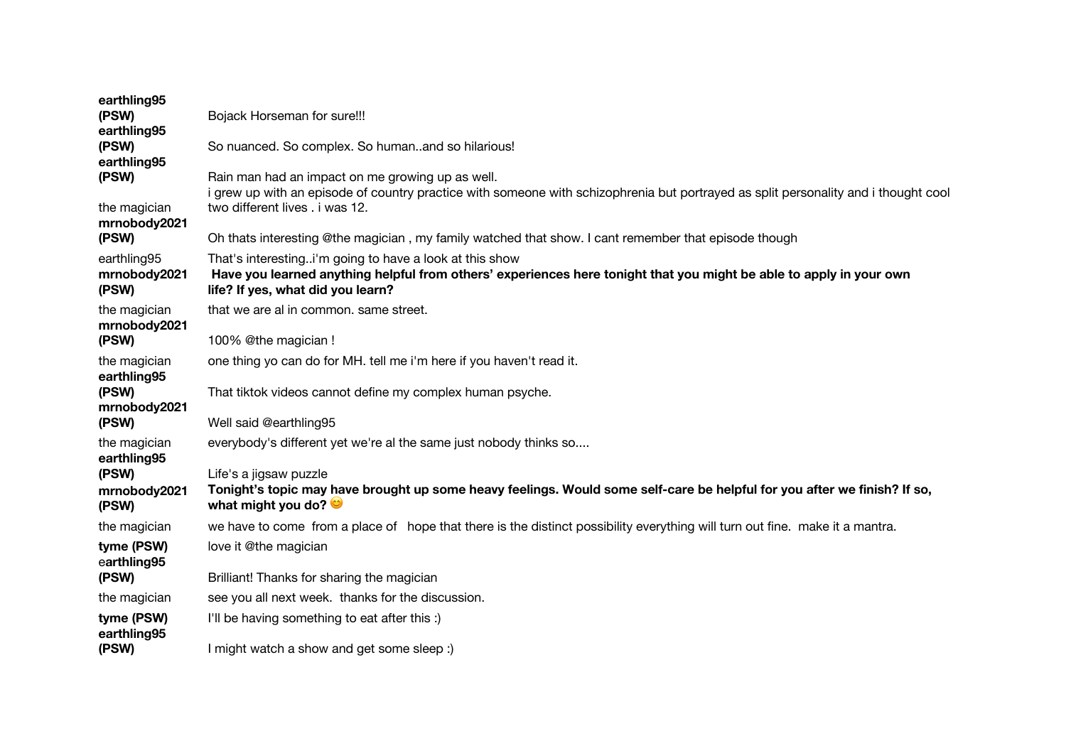| | |
|---|---|
| **earthling95 (PSW)** | Bojack Horseman for sure!!! |
| **earthling95 (PSW)** | So nuanced. So complex. So human..and so hilarious! |
| **earthling95 (PSW)** | Rain man had an impact on me growing up as well. |
| the magician | i grew up with an episode of country practice with someone with schizophrenia but portrayed as split personality and i thought cool two different lives . i was 12. |
| **mrnobody2021 (PSW)** | Oh thats interesting @the magician , my family watched that show. I cant remember that episode though |
| earthling95 | That's interesting..i'm going to have a look at this show |
| **mrnobody2021 (PSW)** | **Have you learned anything helpful from others' experiences here tonight that you might be able to apply in your own life? If yes, what did you learn?** |
| the magician | that we are al in common. same street. |
| **mrnobody2021 (PSW)** | 100% @the magician ! |
| the magician | one thing yo can do for MH. tell me i'm here if you haven't read it. |
| **earthling95 (PSW)** | That tiktok videos cannot define my complex human psyche. |
| **mrnobody2021 (PSW)** | Well said @earthling95 |
| the magician | everybody's different yet we're al the same just nobody thinks so.... |
| **earthling95 (PSW)** | Life's a jigsaw puzzle |
| **mrnobody2021 (PSW)** | **Tonight's topic may have brought up some heavy feelings. Would some self-care be helpful for you after we finish? If so, what might you do?** 😊 |
| the magician | we have to come from a place of hope that there is the distinct possibility everything will turn out fine. make it a mantra. |
| **tyme (PSW)** | love it @the magician |
| e**arthling95 (PSW)** | Brilliant! Thanks for sharing the magician |
| the magician | see you all next week. thanks for the discussion. |
| **tyme (PSW)** | I'll be having something to eat after this :) |
| **earthling95 (PSW)** | I might watch a show and get some sleep :) |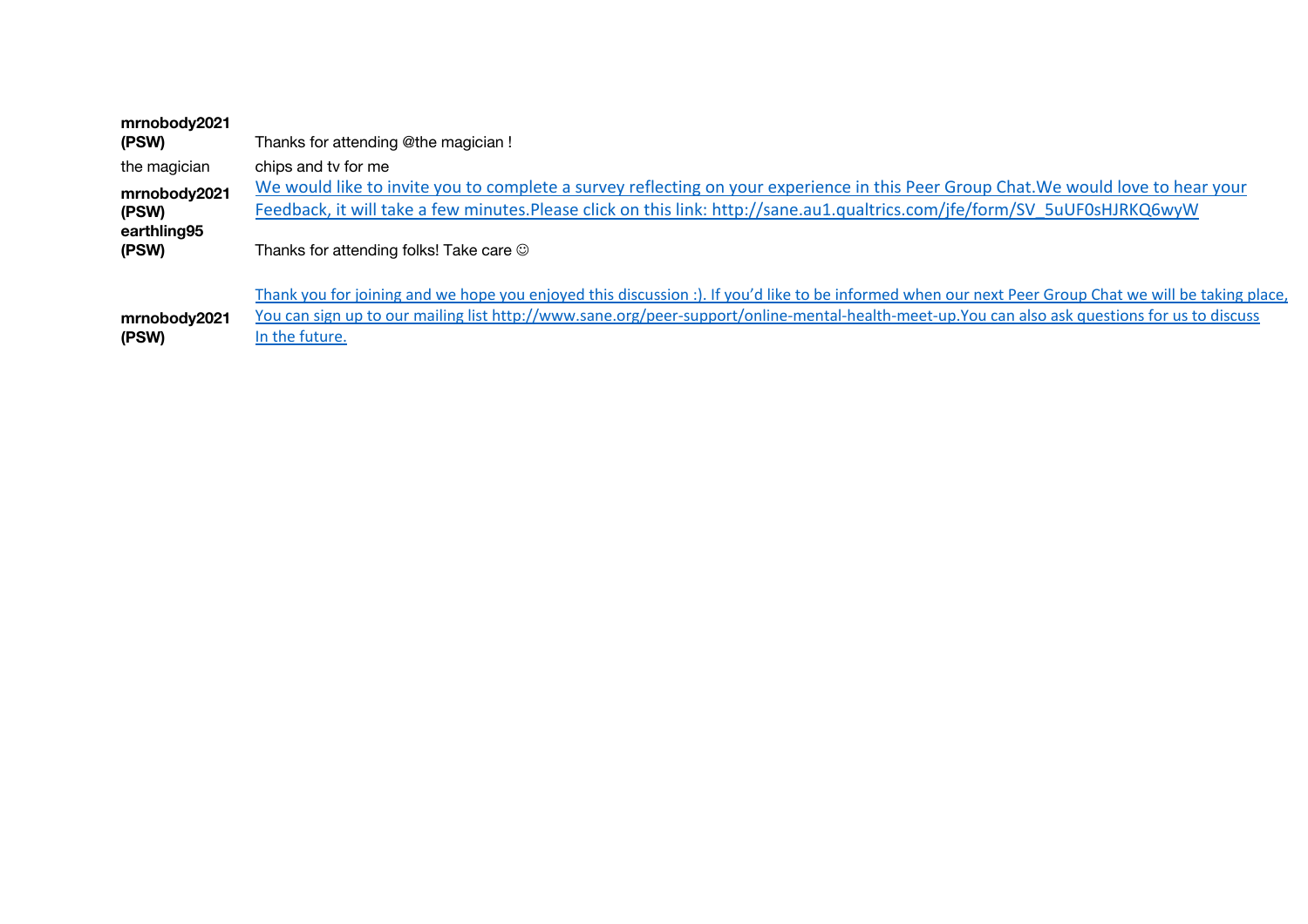| | |
|---|---|
| **mrnobody2021 (PSW)** | Thanks for attending @the magician ! |
| the magician | chips and tv for me |
| **mrnobody2021 (PSW)** | We would like to invite you to complete a survey reflecting on your experience in this Peer Group Chat.We would love to hear your Feedback, it will take a few minutes.Please click on this link: http://sane.au1.qualtrics.com/jfe/form/SV_5uUF0sHJRKQ6wyW |
| **earthling95 (PSW)** | Thanks for attending folks! Take care ☺ |
| **mrnobody2021 (PSW)** | Thank you for joining and we hope you enjoyed this discussion :). If you'd like to be informed when our next Peer Group Chat we will be taking place, You can sign up to our mailing list http://www.sane.org/peer-support/online-mental-health-meet-up.You can also ask questions for us to discuss In the future. |